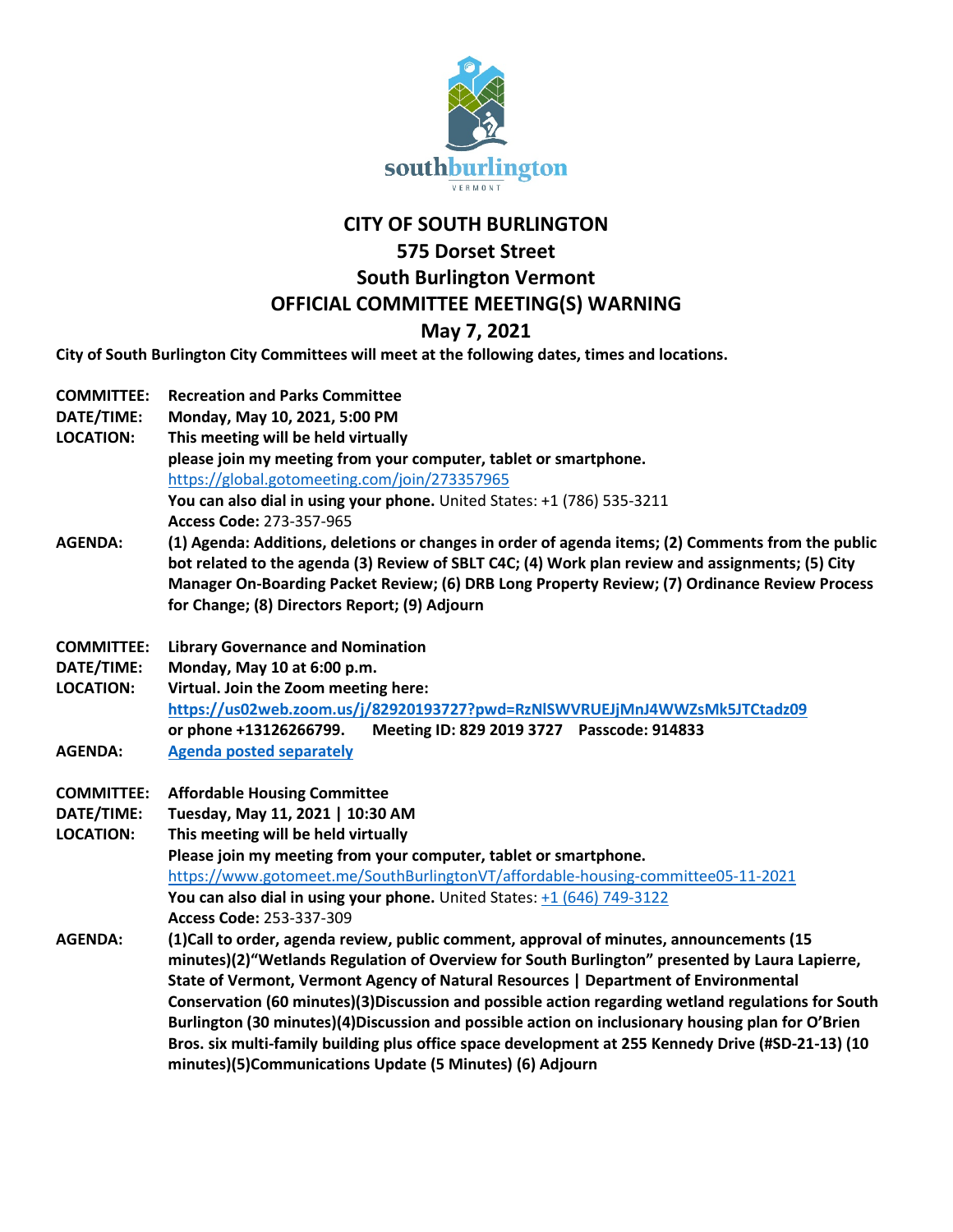southburlington
VERMONT

# CITY OF SOUTH BURLINGTON
## 575 Dorset Street
## South Burlington Vermont
## OFFICIAL COMMITTEE MEETING(S) WARNING
## May 7, 2021

**City of South Burlington City Committees will meet at the following dates, times and locations.**

**COMMITTEE:** **Recreation and Parks Committee**
**DATE/TIME:** **Monday, May 10, 2021, 5:00 PM**
**LOCATION:** **This meeting will be held virtually**
**please join my meeting from your computer, tablet or smartphone.**
https://global.gotomeeting.com/join/273357965
**You can also dial in using your phone.** United States: +1 (786) 535-3211
**Access Code:** 273-357-965
**AGENDA:** **(1) Agenda: Additions, deletions or changes in order of agenda items; (2) Comments from the public bot related to the agenda (3) Review of SBLT C4C; (4) Work plan review and assignments; (5) City Manager On-Boarding Packet Review; (6) DRB Long Property Review; (7) Ordinance Review Process for Change; (8) Directors Report; (9) Adjourn**

**COMMITTEE:** **Library Governance and Nomination**
**DATE/TIME:** **Monday, May 10 at 6:00 p.m.**
**LOCATION:** **Virtual. Join the Zoom meeting here:**
**https://us02web.zoom.us/j/82920193727?pwd=RzNlSWVRUEJjMnJ4WWZsMk5JTCtadz09**
**or phone +13126266799. Meeting ID: 829 2019 3727 Passcode: 914833**
**AGENDA:** **Agenda posted separately**

**COMMITTEE:** **Affordable Housing Committee**
**DATE/TIME:** **Tuesday, May 11, 2021 | 10:30 AM**
**LOCATION:** **This meeting will be held virtually**
**Please join my meeting from your computer, tablet or smartphone.**
https://www.gotomeet.me/SouthBurlingtonVT/affordable-housing-committee05-11-2021
**You can also dial in using your phone.** United States: +1 (646) 749-3122
**Access Code:** 253-337-309
**AGENDA:** **(1)Call to order, agenda review, public comment, approval of minutes, announcements (15 minutes)(2)"Wetlands Regulation of Overview for South Burlington" presented by Laura Lapierre, State of Vermont, Vermont Agency of Natural Resources | Department of Environmental Conservation (60 minutes)(3)Discussion and possible action regarding wetland regulations for South Burlington (30 minutes)(4)Discussion and possible action on inclusionary housing plan for O'Brien Bros. six multi-family building plus office space development at 255 Kennedy Drive (#SD-21-13) (10 minutes)(5)Communications Update (5 Minutes) (6) Adjourn**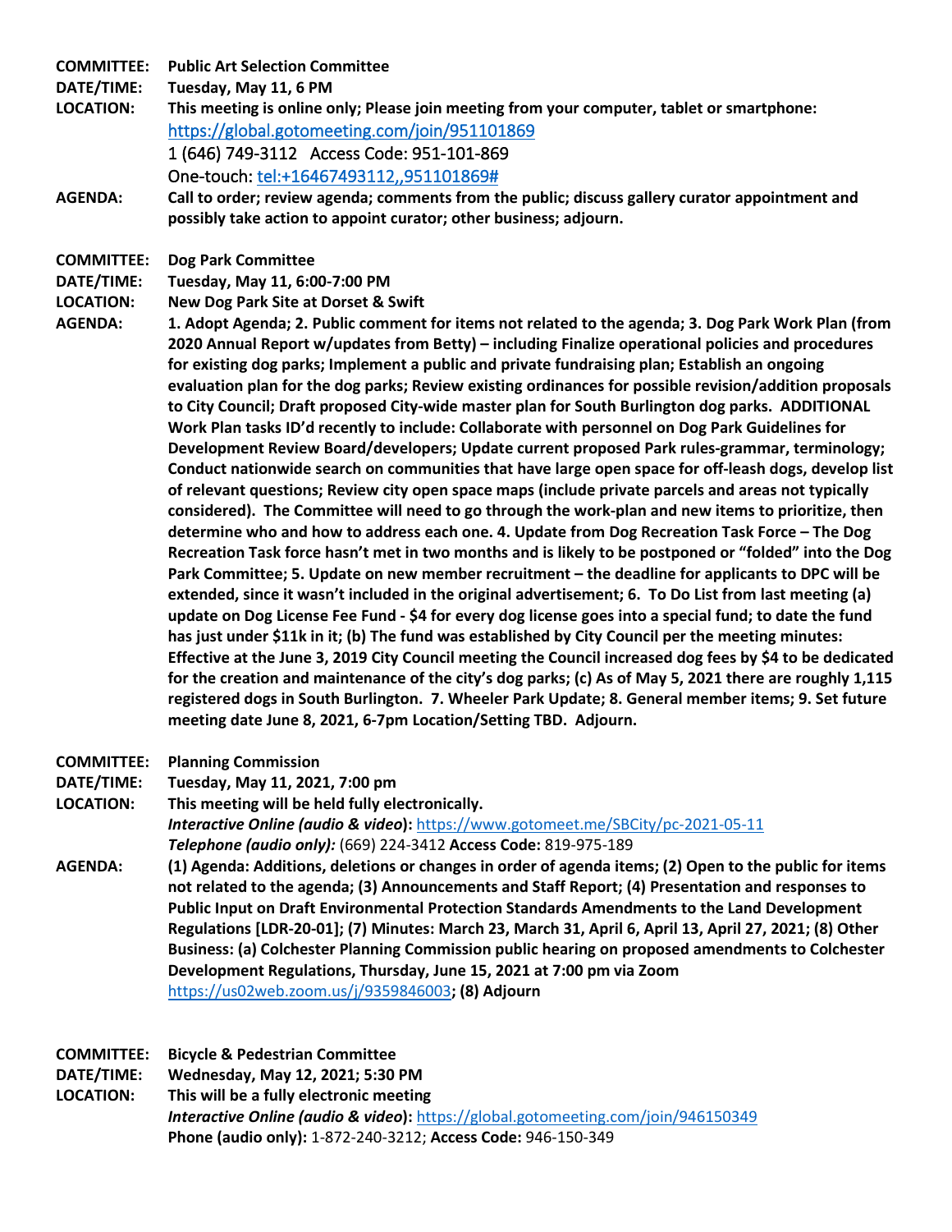**COMMITTEE:** **Public Art Selection Committee**
**DATE/TIME:** **Tuesday, May 11, 6 PM**
**LOCATION:** **This meeting is online only; Please join meeting from your computer, tablet or smartphone:**
https://global.gotomeeting.com/join/951101869
1 (646) 749-3112 Access Code: 951-101-869
One-touch: tel:+16467493112,,951101869#
**AGENDA:** **Call to order; review agenda; comments from the public; discuss gallery curator appointment and possibly take action to appoint curator; other business; adjourn.**

**COMMITTEE:** **Dog Park Committee**
**DATE/TIME:** **Tuesday, May 11, 6:00-7:00 PM**
**LOCATION:** **New Dog Park Site at Dorset & Swift**
**AGENDA:** **1. Adopt Agenda; 2. Public comment for items not related to the agenda; 3. Dog Park Work Plan (from 2020 Annual Report w/updates from Betty) – including Finalize operational policies and procedures for existing dog parks; Implement a public and private fundraising plan; Establish an ongoing evaluation plan for the dog parks; Review existing ordinances for possible revision/addition proposals to City Council; Draft proposed City-wide master plan for South Burlington dog parks. ADDITIONAL Work Plan tasks ID'd recently to include: Collaborate with personnel on Dog Park Guidelines for Development Review Board/developers; Update current proposed Park rules-grammar, terminology; Conduct nationwide search on communities that have large open space for off-leash dogs, develop list of relevant questions; Review city open space maps (include private parcels and areas not typically considered). The Committee will need to go through the work-plan and new items to prioritize, then determine who and how to address each one. 4. Update from Dog Recreation Task Force – The Dog Recreation Task force hasn't met in two months and is likely to be postponed or "folded" into the Dog Park Committee; 5. Update on new member recruitment – the deadline for applicants to DPC will be extended, since it wasn't included in the original advertisement; 6. To Do List from last meeting (a) update on Dog License Fee Fund - $4 for every dog license goes into a special fund; to date the fund has just under $11k in it; (b) The fund was established by City Council per the meeting minutes: Effective at the June 3, 2019 City Council meeting the Council increased dog fees by $4 to be dedicated for the creation and maintenance of the city's dog parks; (c) As of May 5, 2021 there are roughly 1,115 registered dogs in South Burlington. 7. Wheeler Park Update; 8. General member items; 9. Set future meeting date June 8, 2021, 6-7pm Location/Setting TBD. Adjourn.**

**COMMITTEE:** **Planning Commission**
**DATE/TIME:** **Tuesday, May 11, 2021, 7:00 pm**
**LOCATION:** **This meeting will be held fully electronically.**
***Interactive Online (audio & video)*:** https://www.gotomeet.me/SBCity/pc-2021-05-11
***Telephone (audio only):*** (669) 224-3412 **Access Code:** 819-975-189
**AGENDA:** **(1) Agenda: Additions, deletions or changes in order of agenda items; (2) Open to the public for items not related to the agenda; (3) Announcements and Staff Report; (4) Presentation and responses to Public Input on Draft Environmental Protection Standards Amendments to the Land Development Regulations [LDR-20-01]; (7) Minutes: March 23, March 31, April 6, April 13, April 27, 2021; (8) Other Business: (a) Colchester Planning Commission public hearing on proposed amendments to Colchester Development Regulations, Thursday, June 15, 2021 at 7:00 pm via Zoom** https://us02web.zoom.us/j/9359846003**; (8) Adjourn**

**COMMITTEE:** **Bicycle & Pedestrian Committee**
**DATE/TIME:** **Wednesday, May 12, 2021; 5:30 PM**
**LOCATION:** **This will be a fully electronic meeting**
***Interactive Online (audio & video)*:** https://global.gotomeeting.com/join/946150349
**Phone (audio only):** 1-872-240-3212; **Access Code:** 946-150-349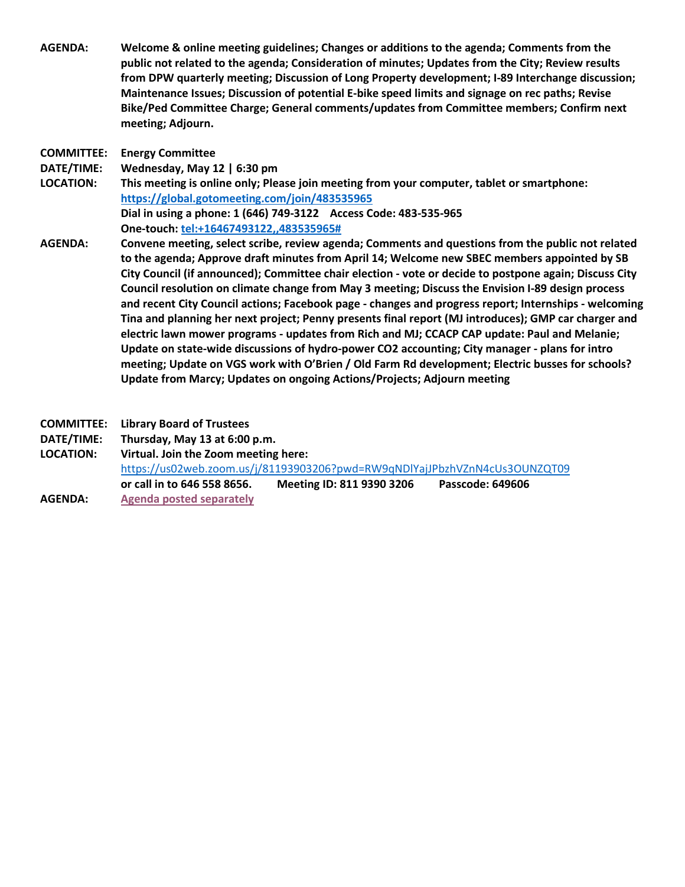**AGENDA:** Welcome & online meeting guidelines; Changes or additions to the agenda; Comments from the public not related to the agenda; Consideration of minutes; Updates from the City; Review results from DPW quarterly meeting; Discussion of Long Property development; I-89 Interchange discussion; Maintenance Issues; Discussion of potential E-bike speed limits and signage on rec paths; Revise Bike/Ped Committee Charge; General comments/updates from Committee members; Confirm next meeting; Adjourn.

**COMMITTEE:** Energy Committee
**DATE/TIME:** Wednesday, May 12 | 6:30 pm
**LOCATION:** This meeting is online only; Please join meeting from your computer, tablet or smartphone: https://global.gotomeeting.com/join/483535965
Dial in using a phone: 1 (646) 749-3122 Access Code: 483-535-965
One-touch: tel:+16467493122,,483535965#
**AGENDA:** Convene meeting, select scribe, review agenda; Comments and questions from the public not related to the agenda; Approve draft minutes from April 14; Welcome new SBEC members appointed by SB City Council (if announced); Committee chair election - vote or decide to postpone again; Discuss City Council resolution on climate change from May 3 meeting; Discuss the Envision I-89 design process and recent City Council actions; Facebook page - changes and progress report; Internships - welcoming Tina and planning her next project; Penny presents final report (MJ introduces); GMP car charger and electric lawn mower programs - updates from Rich and MJ; CCACP CAP update: Paul and Melanie; Update on state-wide discussions of hydro-power CO2 accounting; City manager - plans for intro meeting; Update on VGS work with O'Brien / Old Farm Rd development; Electric busses for schools? Update from Marcy; Updates on ongoing Actions/Projects; Adjourn meeting

**COMMITTEE:** Library Board of Trustees
**DATE/TIME:** Thursday, May 13 at 6:00 p.m.
**LOCATION:** Virtual. Join the Zoom meeting here:
https://us02web.zoom.us/j/81193903206?pwd=RW9qNDlYajJPbzhVZnN4cUs3OUNZQT09
or call in to 646 558 8656. Meeting ID: 811 9390 3206 Passcode: 649606
**AGENDA:** Agenda posted separately